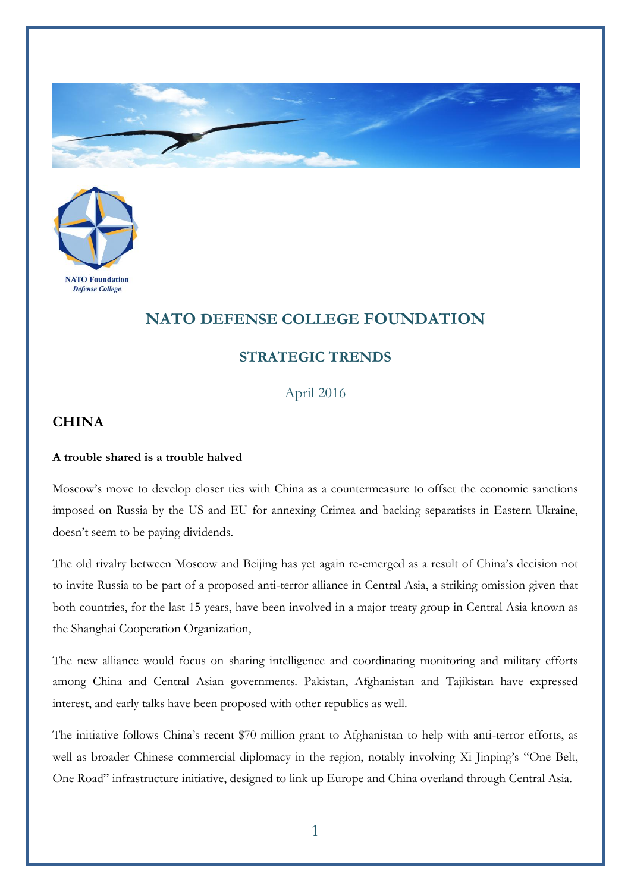# NATO DEFENSE COLLEGE FOUNDATION

## STRATEGIC TRENDS

April 2016

### CHINA

**A trouble shared is a trouble halved**

Moscow's move to develop closer ties with China as a countermeasure to offset the economic sanctions imposed on Russia by the US and EU for annexing Crimea and backing separatists in Eastern Ukraine, doesn't seem to be paying dividends.

The old rivalry between Moscow and Beijing has yet again re-emerged as a result of China's decision not to invite Russia to be part of a proposed anti-terror alliance in Central Asia, a striking omission given that both countries, for the last 15 years, have been involved in a major treaty group in Central Asia known as the Shanghai Cooperation Organization,

The new alliance would focus on sharing intelligence and coordinating monitoring and military efforts among China and Central Asian governments. Pakistan, Afghanistan and Tajikistan have expressed interest, and early talks have been proposed with other republics as well.

The initiative follows China's recent $70 million grant to Afghanistan to help with anti-terror efforts, as well as broader Chinese commercial diplomacy in the region, notably involving Xi Jinping's "One Belt, One Road" infrastructure initiative, designed to link up Europe and China overland through Central Asia.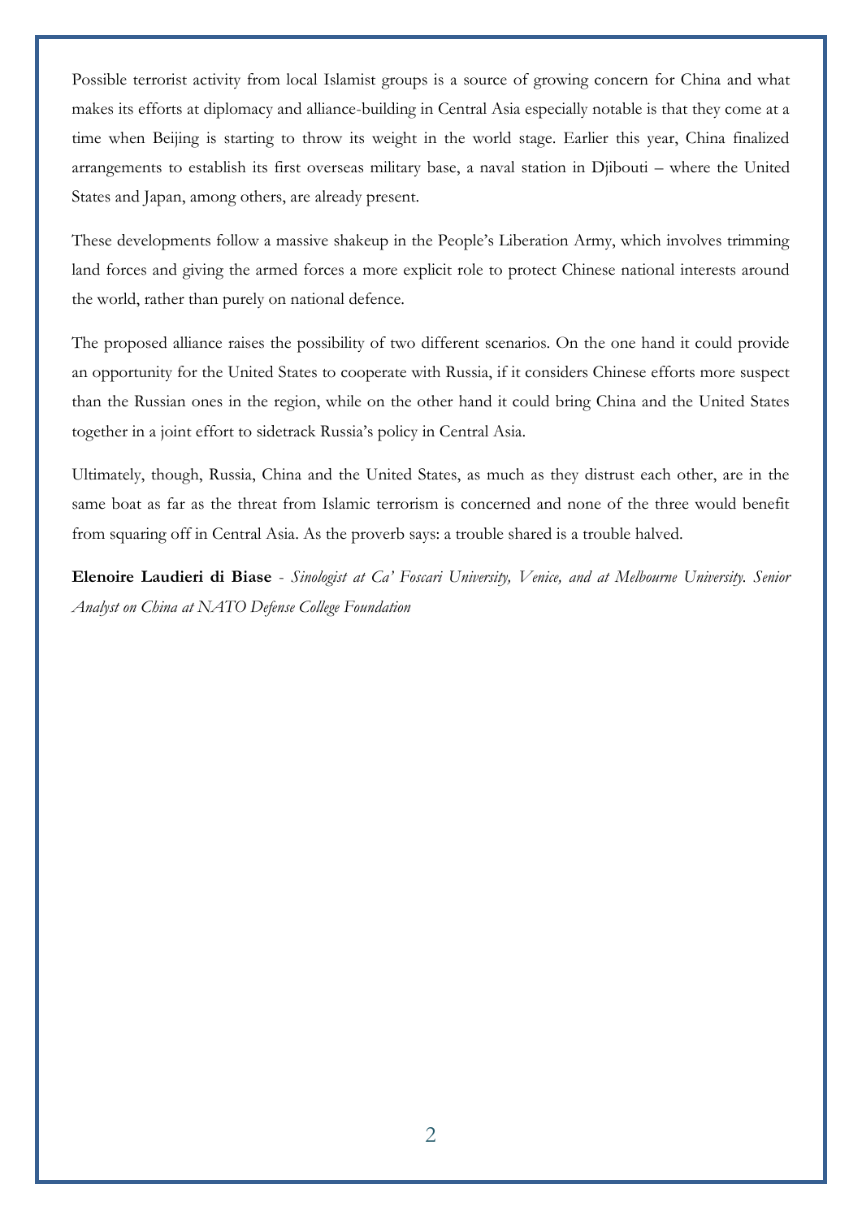Possible terrorist activity from local Islamist groups is a source of growing concern for China and what makes its efforts at diplomacy and alliance-building in Central Asia especially notable is that they come at a time when Beijing is starting to throw its weight in the world stage. Earlier this year, China finalized arrangements to establish its first overseas military base, a naval station in Djibouti – where the United States and Japan, among others, are already present.

These developments follow a massive shakeup in the People's Liberation Army, which involves trimming land forces and giving the armed forces a more explicit role to protect Chinese national interests around the world, rather than purely on national defence.

The proposed alliance raises the possibility of two different scenarios. On the one hand it could provide an opportunity for the United States to cooperate with Russia, if it considers Chinese efforts more suspect than the Russian ones in the region, while on the other hand it could bring China and the United States together in a joint effort to sidetrack Russia's policy in Central Asia.

Ultimately, though, Russia, China and the United States, as much as they distrust each other, are in the same boat as far as the threat from Islamic terrorism is concerned and none of the three would benefit from squaring off in Central Asia. As the proverb says: a trouble shared is a trouble halved.

**Elenoire Laudieri di Biase** - *Sinologist at Ca' Foscari University, Venice, and at Melbourne University. Senior Analyst on China at NATO Defense College Foundation*